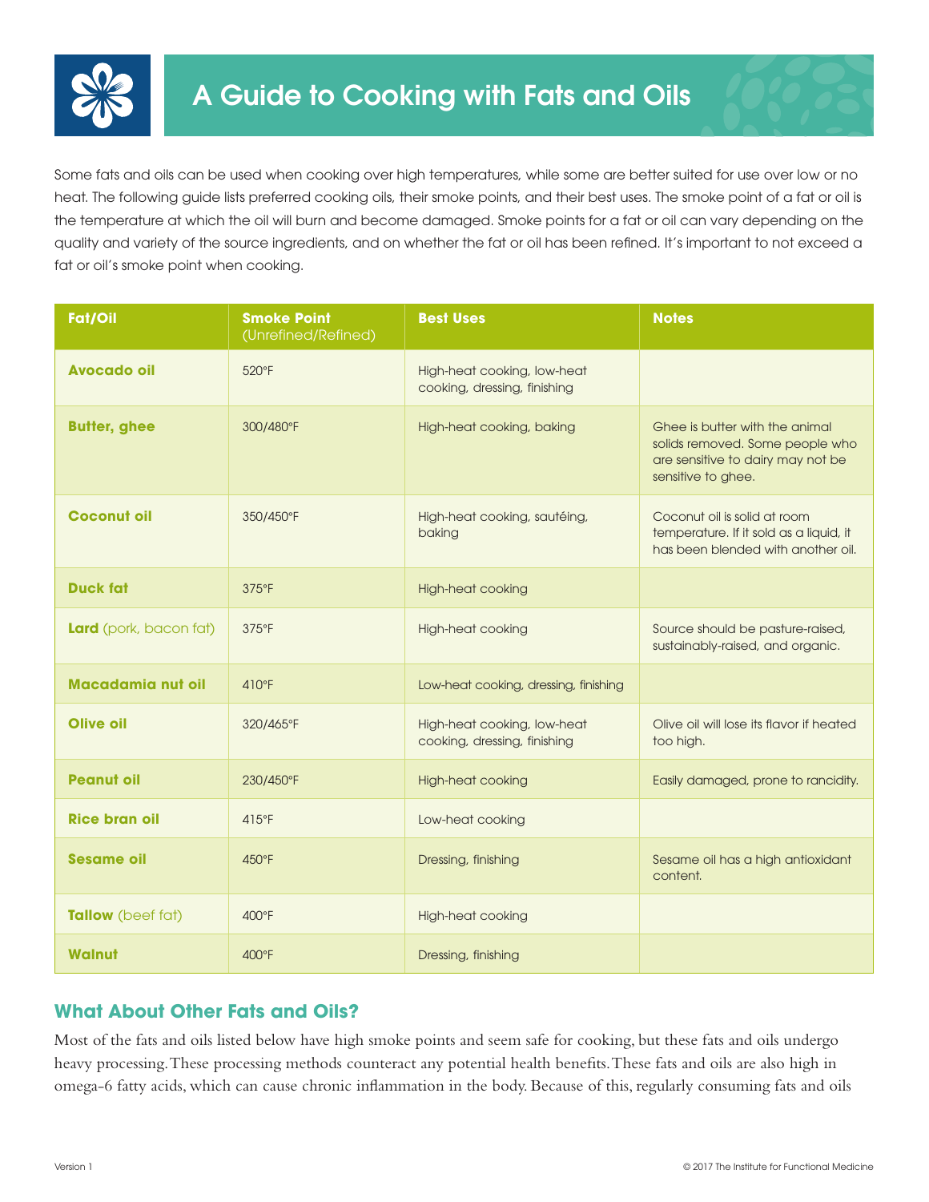# A Guide to Cooking with Fats and Oils

Some fats and oils can be used when cooking over high temperatures, while some are better suited for use over low or no heat. The following guide lists preferred cooking oils, their smoke points, and their best uses. The smoke point of a fat or oil is the temperature at which the oil will burn and become damaged. Smoke points for a fat or oil can vary depending on the quality and variety of the source ingredients, and on whether the fat or oil has been refined. It's important to not exceed a fat or oil's smoke point when cooking.

| Fat/Oil | Smoke Point (Unrefined/Refined) | Best Uses | Notes |
|---|---|---|---|
| **Avocado oil** | 520°F | High-heat cooking, low-heat cooking, dressing, finishing | |
| **Butter, ghee** | 300/480°F | High-heat cooking, baking | Ghee is butter with the animal solids removed. Some people who are sensitive to dairy may not be sensitive to ghee. |
| **Coconut oil** | 350/450°F | High-heat cooking, sautéing, baking | Coconut oil is solid at room temperature. If it sold as a liquid, it has been blended with another oil. |
| **Duck fat** | 375°F | High-heat cooking | |
| **Lard** (pork, bacon fat) | 375°F | High-heat cooking | Source should be pasture-raised, sustainably-raised, and organic. |
| **Macadamia nut oil** | 410°F | Low-heat cooking, dressing, finishing | |
| **Olive oil** | 320/465°F | High-heat cooking, low-heat cooking, dressing, finishing | Olive oil will lose its flavor if heated too high. |
| **Peanut oil** | 230/450°F | High-heat cooking | Easily damaged, prone to rancidity. |
| **Rice bran oil** | 415°F | Low-heat cooking | |
| **Sesame oil** | 450°F | Dressing, finishing | Sesame oil has a high antioxidant content. |
| **Tallow** (beef fat) | 400°F | High-heat cooking | |
| **Walnut** | 400°F | Dressing, finishing | |

## What About Other Fats and Oils?

Most of the fats and oils listed below have high smoke points and seem safe for cooking, but these fats and oils undergo heavy processing. These processing methods counteract any potential health benefits. These fats and oils are also high in omega-6 fatty acids, which can cause chronic inflammation in the body. Because of this, regularly consuming fats and oils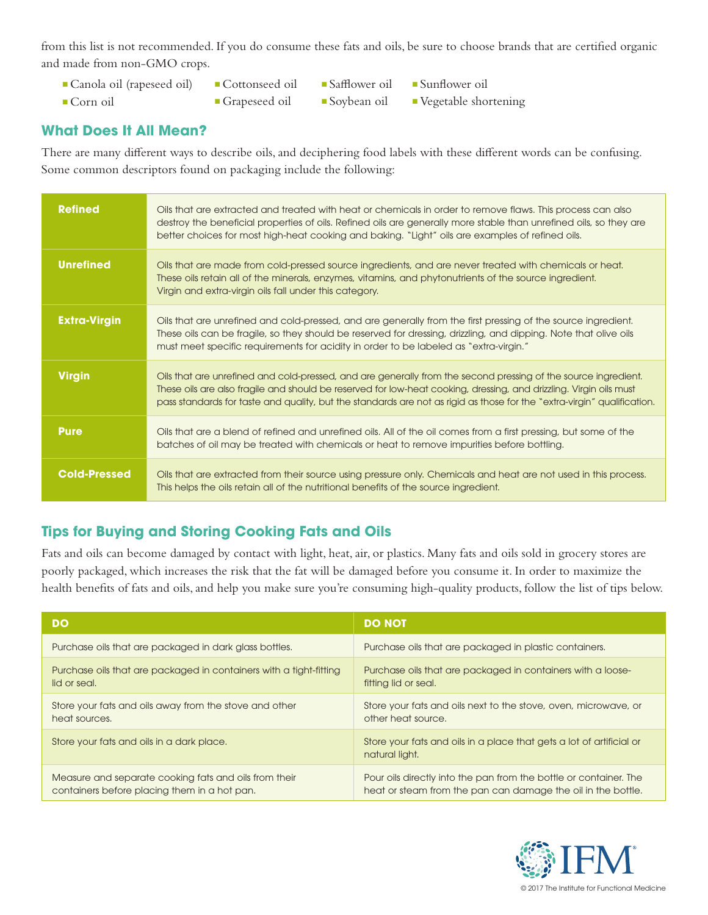from this list is not recommended. If you do consume these fats and oils, be sure to choose brands that are certified organic and made from non-GMO crops.

- Canola oil (rapeseed oil)
- Corn oil
- Cottonseed oil
- Grapeseed oil
- Safflower oil
- Soybean oil
- Sunflower oil
- Vegetable shortening

## What Does It All Mean?

There are many different ways to describe oils, and deciphering food labels with these different words can be confusing. Some common descriptors found on packaging include the following:

| | |
|---|---|
| **Refined** | Oils that are extracted and treated with heat or chemicals in order to remove flaws. This process can also destroy the beneficial properties of oils. Refined oils are generally more stable than unrefined oils, so they are better choices for most high-heat cooking and baking. "Light" oils are examples of refined oils. |
| **Unrefined** | Oils that are made from cold-pressed source ingredients, and are never treated with chemicals or heat. These oils retain all of the minerals, enzymes, vitamins, and phytonutrients of the source ingredient. Virgin and extra-virgin oils fall under this category. |
| **Extra-Virgin** | Oils that are unrefined and cold-pressed, and are generally from the first pressing of the source ingredient. These oils can be fragile, so they should be reserved for dressing, drizzling, and dipping. Note that olive oils must meet specific requirements for acidity in order to be labeled as "extra-virgin." |
| **Virgin** | Oils that are unrefined and cold-pressed, and are generally from the second pressing of the source ingredient. These oils are also fragile and should be reserved for low-heat cooking, dressing, and drizzling. Virgin oils must pass standards for taste and quality, but the standards are not as rigid as those for the "extra-virgin" qualification. |
| **Pure** | Oils that are a blend of refined and unrefined oils. All of the oil comes from a first pressing, but some of the batches of oil may be treated with chemicals or heat to remove impurities before bottling. |
| **Cold-Pressed** | Oils that are extracted from their source using pressure only. Chemicals and heat are not used in this process. This helps the oils retain all of the nutritional benefits of the source ingredient. |

## Tips for Buying and Storing Cooking Fats and Oils

Fats and oils can become damaged by contact with light, heat, air, or plastics. Many fats and oils sold in grocery stores are poorly packaged, which increases the risk that the fat will be damaged before you consume it. In order to maximize the health benefits of fats and oils, and help you make sure you're consuming high-quality products, follow the list of tips below.

| DO | DO NOT |
|---|---|
| Purchase oils that are packaged in dark glass bottles. | Purchase oils that are packaged in plastic containers. |
| Purchase oils that are packaged in containers with a tight-fitting lid or seal. | Purchase oils that are packaged in containers with a loose-fitting lid or seal. |
| Store your fats and oils away from the stove and other heat sources. | Store your fats and oils next to the stove, oven, microwave, or other heat source. |
| Store your fats and oils in a dark place. | Store your fats and oils in a place that gets a lot of artificial or natural light. |
| Measure and separate cooking fats and oils from their containers before placing them in a hot pan. | Pour oils directly into the pan from the bottle or container. The heat or steam from the pan can damage the oil in the bottle. |

IFM®

© 2017 The Institute for Functional Medicine